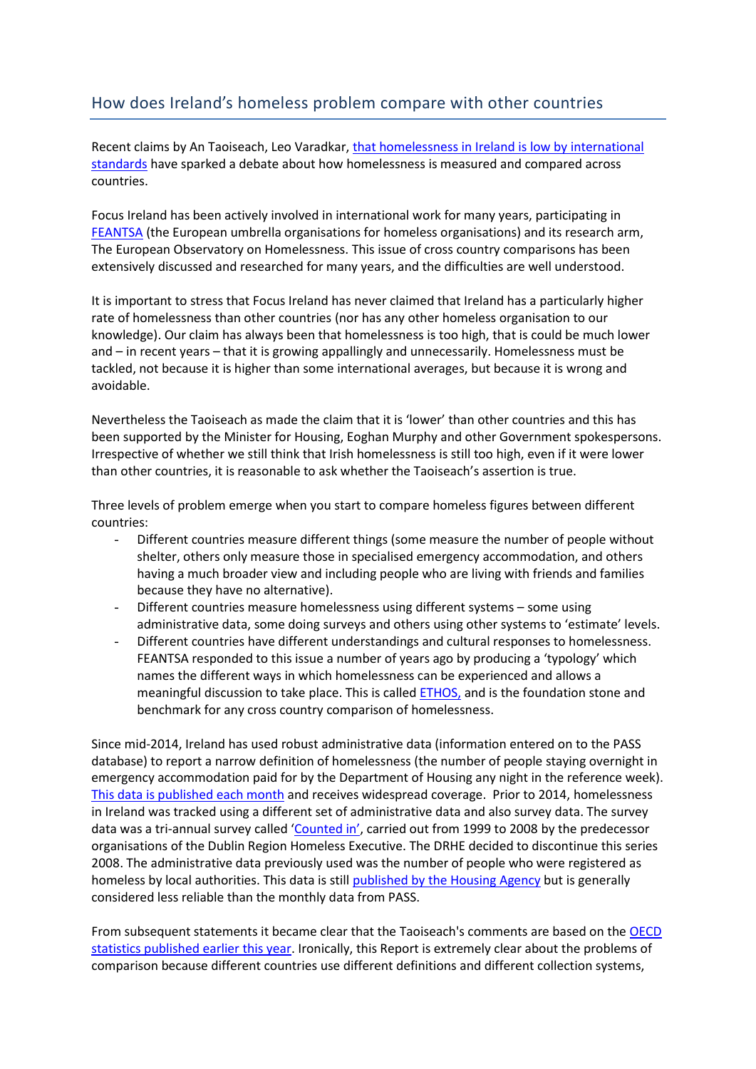## How does Ireland's homeless problem compare with other countries

Recent claims by An Taoiseach, Leo Varadkar, that homelessness in Ireland is low by international standards have sparked a debate about how homelessness is measured and compared across countries.

Focus Ireland has been actively involved in international work for many years, participating in FEANTSA (the European umbrella organisations for homeless organisations) and its research arm, The European Observatory on Homelessness. This issue of cross country comparisons has been extensively discussed and researched for many years, and the difficulties are well understood.

It is important to stress that Focus Ireland has never claimed that Ireland has a particularly higher rate of homelessness than other countries (nor has any other homeless organisation to our knowledge). Our claim has always been that homelessness is too high, that is could be much lower and – in recent years – that it is growing appallingly and unnecessarily. Homelessness must be tackled, not because it is higher than some international averages, but because it is wrong and avoidable.

Nevertheless the Taoiseach as made the claim that it is 'lower' than other countries and this has been supported by the Minister for Housing, Eoghan Murphy and other Government spokespersons. Irrespective of whether we still think that Irish homelessness is still too high, even if it were lower than other countries, it is reasonable to ask whether the Taoiseach's assertion is true.

Three levels of problem emerge when you start to compare homeless figures between different countries:

- Different countries measure different things (some measure the number of people without shelter, others only measure those in specialised emergency accommodation, and others having a much broader view and including people who are living with friends and families because they have no alternative).
- Different countries measure homelessness using different systems – some using administrative data, some doing surveys and others using other systems to 'estimate' levels.
- Different countries have different understandings and cultural responses to homelessness. FEANTSA responded to this issue a number of years ago by producing a 'typology' which names the different ways in which homelessness can be experienced and allows a meaningful discussion to take place. This is called ETHOS, and is the foundation stone and benchmark for any cross country comparison of homelessness.

Since mid-2014, Ireland has used robust administrative data (information entered on to the PASS database) to report a narrow definition of homelessness (the number of people staying overnight in emergency accommodation paid for by the Department of Housing any night in the reference week). This data is published each month and receives widespread coverage. Prior to 2014, homelessness in Ireland was tracked using a different set of administrative data and also survey data. The survey data was a tri-annual survey called 'Counted in', carried out from 1999 to 2008 by the predecessor organisations of the Dublin Region Homeless Executive. The DRHE decided to discontinue this series 2008. The administrative data previously used was the number of people who were registered as homeless by local authorities. This data is still published by the Housing Agency but is generally considered less reliable than the monthly data from PASS.

From subsequent statements it became clear that the Taoiseach's comments are based on the OECD statistics published earlier this year. Ironically, this Report is extremely clear about the problems of comparison because different countries use different definitions and different collection systems,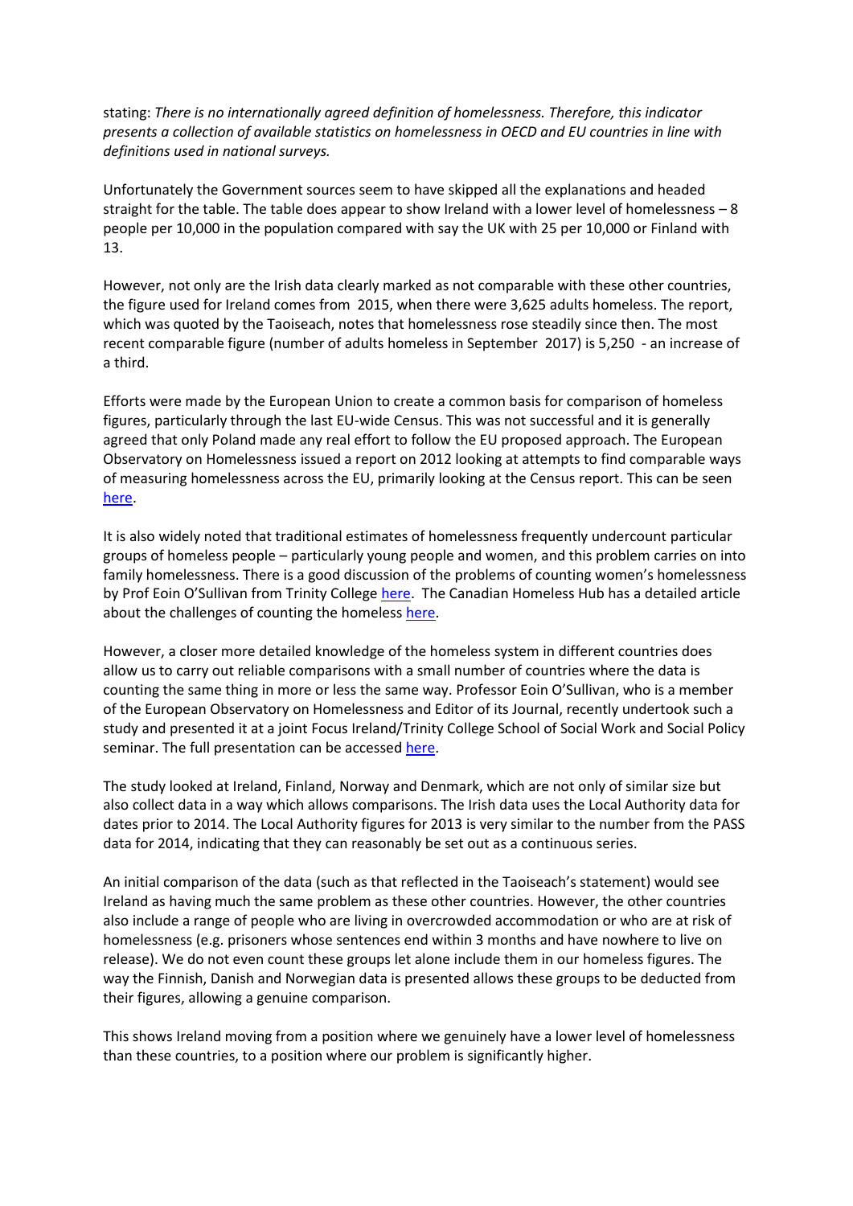stating: *There is no internationally agreed definition of homelessness. Therefore, this indicator presents a collection of available statistics on homelessness in OECD and EU countries in line with definitions used in national surveys.*

Unfortunately the Government sources seem to have skipped all the explanations and headed straight for the table. The table does appear to show Ireland with a lower level of homelessness – 8 people per 10,000 in the population compared with say the UK with 25 per 10,000 or Finland with 13.

However, not only are the Irish data clearly marked as not comparable with these other countries, the figure used for Ireland comes from 2015, when there were 3,625 adults homeless. The report, which was quoted by the Taoiseach, notes that homelessness rose steadily since then. The most recent comparable figure (number of adults homeless in September 2017) is 5,250 - an increase of a third.

Efforts were made by the European Union to create a common basis for comparison of homeless figures, particularly through the last EU-wide Census. This was not successful and it is generally agreed that only Poland made any real effort to follow the EU proposed approach. The European Observatory on Homelessness issued a report on 2012 looking at attempts to find comparable ways of measuring homelessness across the EU, primarily looking at the Census report. This can be seen here.

It is also widely noted that traditional estimates of homelessness frequently undercount particular groups of homeless people – particularly young people and women, and this problem carries on into family homelessness. There is a good discussion of the problems of counting women's homelessness by Prof Eoin O'Sullivan from Trinity College here. The Canadian Homeless Hub has a detailed article about the challenges of counting the homeless here.

However, a closer more detailed knowledge of the homeless system in different countries does allow us to carry out reliable comparisons with a small number of countries where the data is counting the same thing in more or less the same way. Professor Eoin O'Sullivan, who is a member of the European Observatory on Homelessness and Editor of its Journal, recently undertook such a study and presented it at a joint Focus Ireland/Trinity College School of Social Work and Social Policy seminar. The full presentation can be accessed here.

The study looked at Ireland, Finland, Norway and Denmark, which are not only of similar size but also collect data in a way which allows comparisons. The Irish data uses the Local Authority data for dates prior to 2014. The Local Authority figures for 2013 is very similar to the number from the PASS data for 2014, indicating that they can reasonably be set out as a continuous series.

An initial comparison of the data (such as that reflected in the Taoiseach's statement) would see Ireland as having much the same problem as these other countries. However, the other countries also include a range of people who are living in overcrowded accommodation or who are at risk of homelessness (e.g. prisoners whose sentences end within 3 months and have nowhere to live on release). We do not even count these groups let alone include them in our homeless figures. The way the Finnish, Danish and Norwegian data is presented allows these groups to be deducted from their figures, allowing a genuine comparison.

This shows Ireland moving from a position where we genuinely have a lower level of homelessness than these countries, to a position where our problem is significantly higher.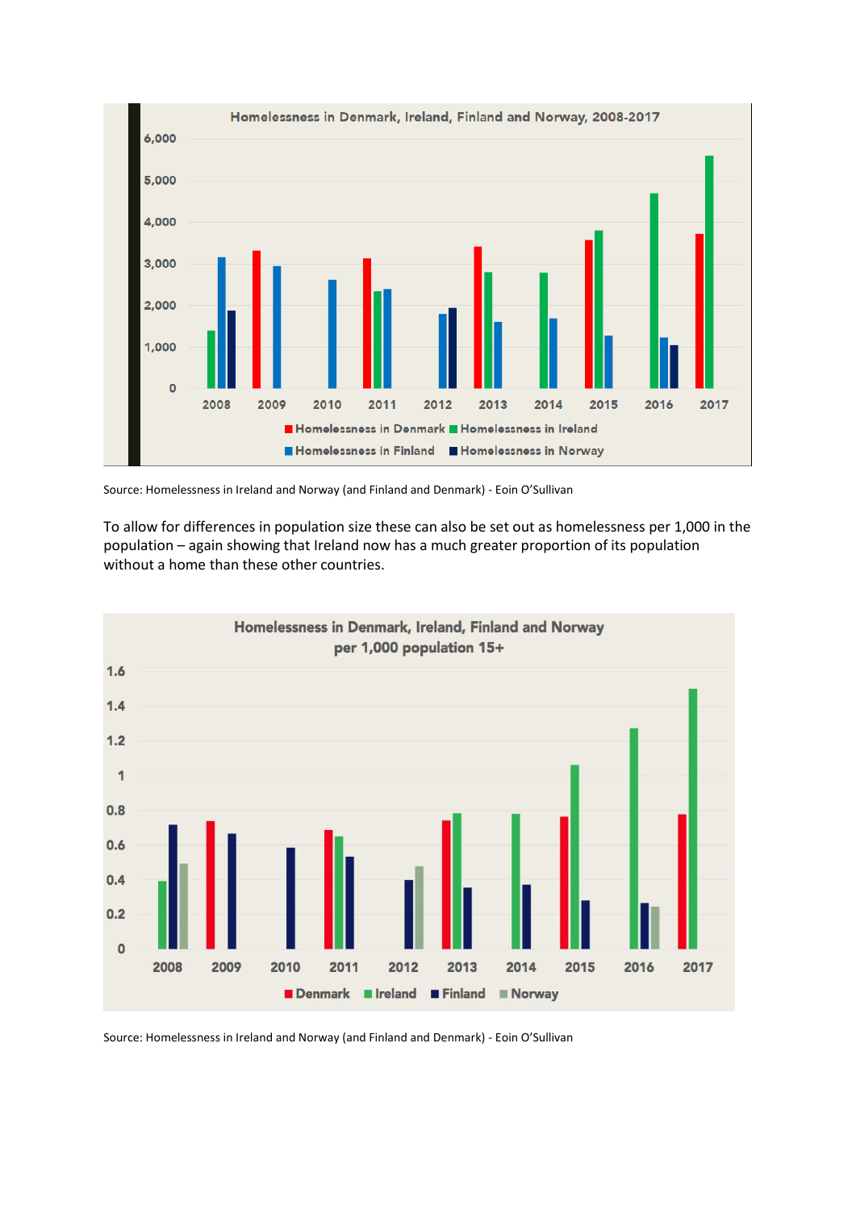Source: Homelessness in Ireland and Norway (and Finland and Denmark) - Eoin O'Sullivan

To allow for differences in population size these can also be set out as homelessness per 1,000 in the population – again showing that Ireland now has a much greater proportion of its population without a home than these other countries.

Source: Homelessness in Ireland and Norway (and Finland and Denmark) - Eoin O'Sullivan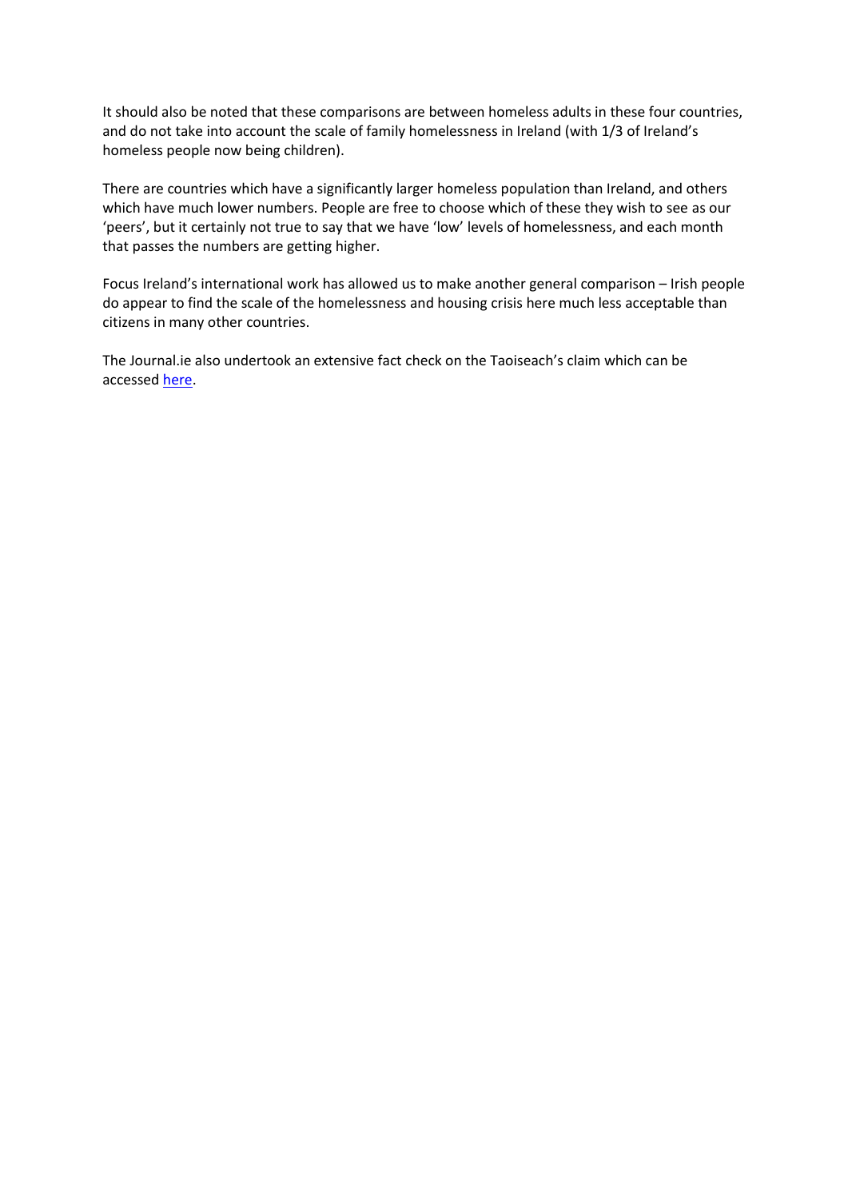It should also be noted that these comparisons are between homeless adults in these four countries, and do not take into account the scale of family homelessness in Ireland (with 1/3 of Ireland's homeless people now being children).

There are countries which have a significantly larger homeless population than Ireland, and others which have much lower numbers. People are free to choose which of these they wish to see as our 'peers', but it certainly not true to say that we have 'low' levels of homelessness, and each month that passes the numbers are getting higher.

Focus Ireland's international work has allowed us to make another general comparison – Irish people do appear to find the scale of the homelessness and housing crisis here much less acceptable than citizens in many other countries.

The Journal.ie also undertook an extensive fact check on the Taoiseach's claim which can be accessed here.